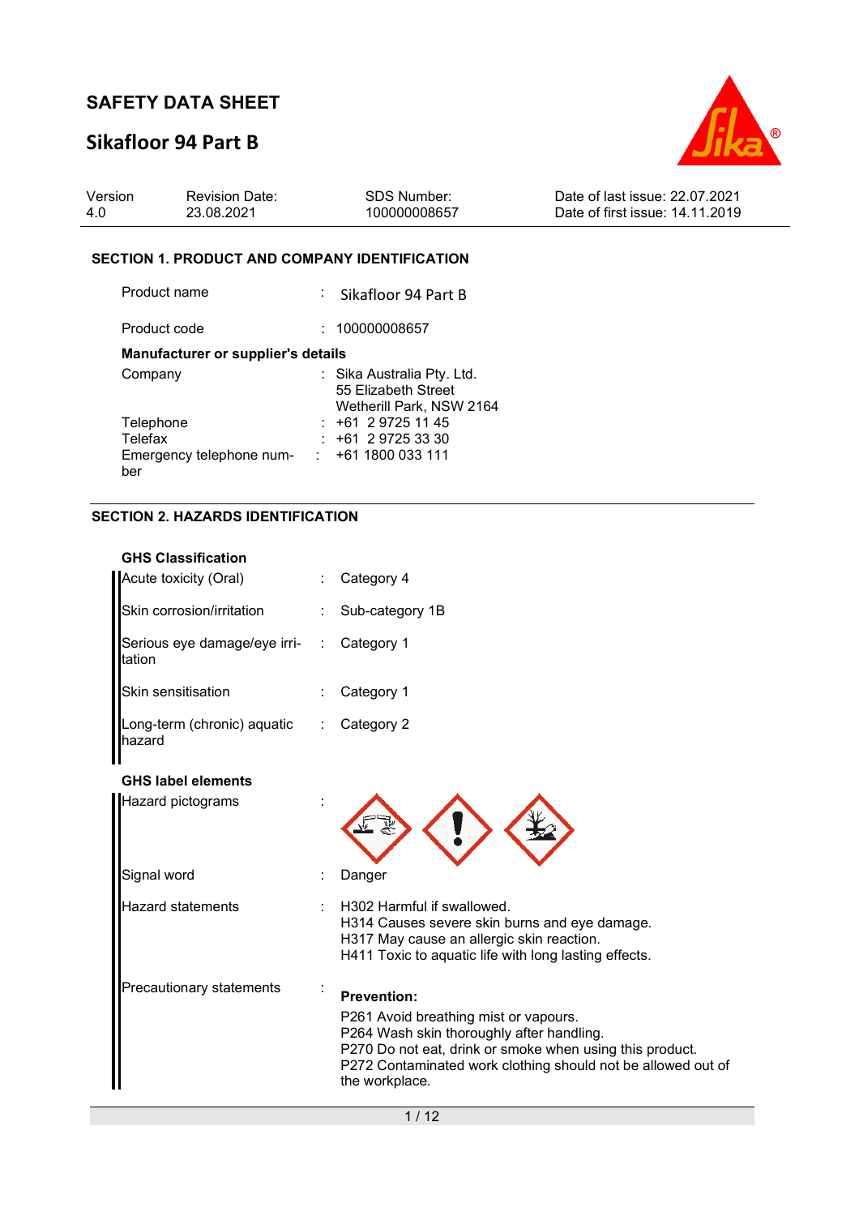# SAFETY DATA SHEET

## Sikafloor 94 Part B

| Version | Revision Date: | SDS Number: | Date of last issue: 22.07.2021 |
|---|---|---|---|
| 4.0 | 23.08.2021 | 100000008657 | Date of first issue: 14.11.2019 |

### SECTION 1. PRODUCT AND COMPANY IDENTIFICATION

Product name : Sikafloor 94 Part B

Product code : 100000008657

**Manufacturer or supplier's details**

Company : Sika Australia Pty. Ltd.
55 Elizabeth Street
Wetherill Park, NSW 2164

Telephone : +61 2 9725 11 45

Telefax : +61 2 9725 33 30

Emergency telephone number : +61 1800 033 111

### SECTION 2. HAZARDS IDENTIFICATION

**GHS Classification**

Acute toxicity (Oral) : Category 4

Skin corrosion/irritation : Sub-category 1B

Serious eye damage/eye irritation : Category 1

Skin sensitisation : Category 1

Long-term (chronic) aquatic hazard : Category 2

**GHS label elements**

Hazard pictograms :

Signal word : Danger

Hazard statements : H302 Harmful if swallowed.
H314 Causes severe skin burns and eye damage.
H317 May cause an allergic skin reaction.
H411 Toxic to aquatic life with long lasting effects.

Precautionary statements :

**Prevention:**

P261 Avoid breathing mist or vapours.
P264 Wash skin thoroughly after handling.
P270 Do not eat, drink or smoke when using this product.
P272 Contaminated work clothing should not be allowed out of the workplace.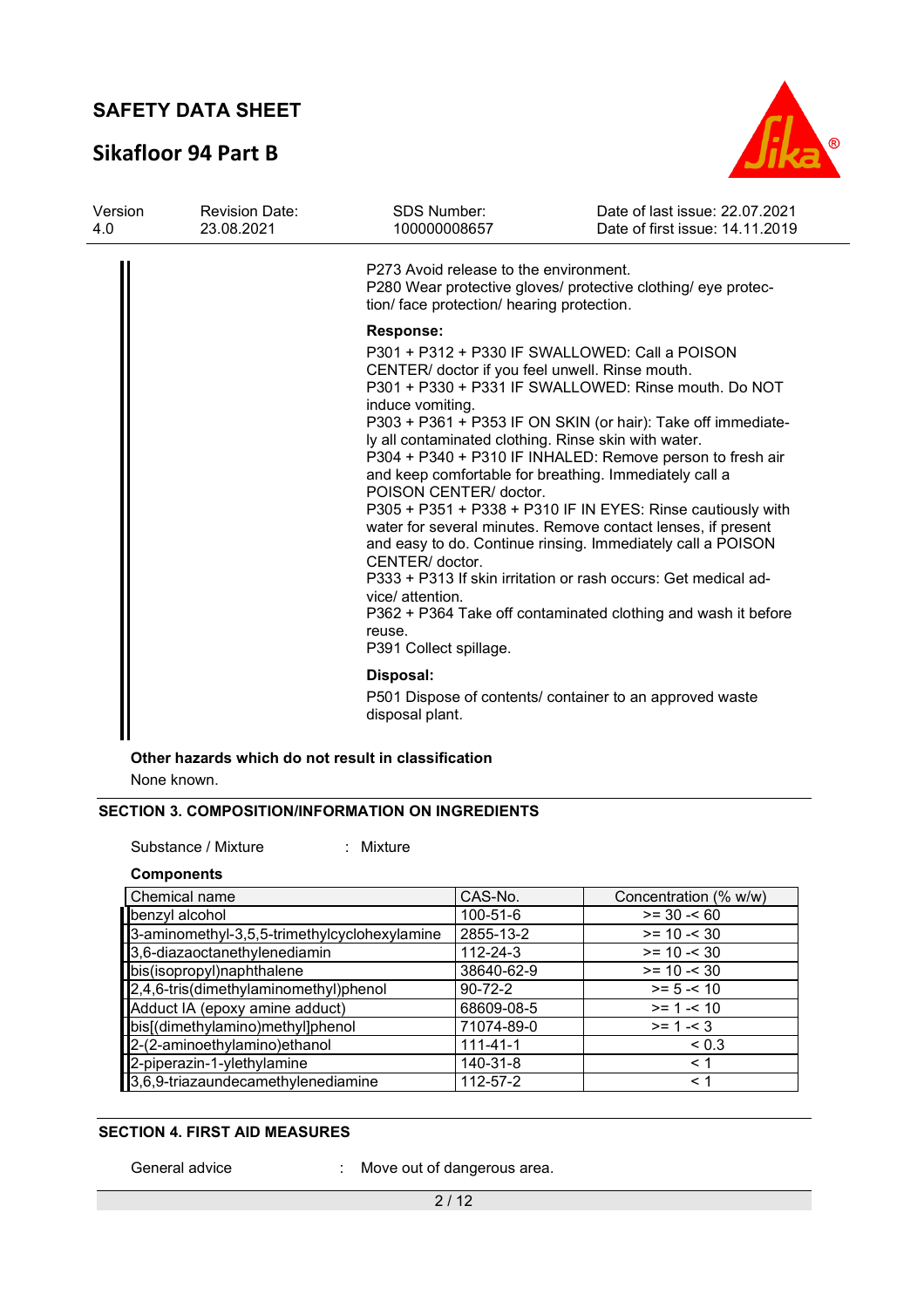P273 Avoid release to the environment.
P280 Wear protective gloves/ protective clothing/ eye protection/ face protection/ hearing protection.

**Response:**

P301 + P312 + P330 IF SWALLOWED: Call a POISON CENTER/ doctor if you feel unwell. Rinse mouth.
P301 + P330 + P331 IF SWALLOWED: Rinse mouth. Do NOT induce vomiting.
P303 + P361 + P353 IF ON SKIN (or hair): Take off immediately all contaminated clothing. Rinse skin with water.
P304 + P340 + P310 IF INHALED: Remove person to fresh air and keep comfortable for breathing. Immediately call a POISON CENTER/ doctor.
P305 + P351 + P338 + P310 IF IN EYES: Rinse cautiously with water for several minutes. Remove contact lenses, if present and easy to do. Continue rinsing. Immediately call a POISON CENTER/ doctor.
P333 + P313 If skin irritation or rash occurs: Get medical advice/ attention.
P362 + P364 Take off contaminated clothing and wash it before reuse.
P391 Collect spillage.

**Disposal:**

P501 Dispose of contents/ container to an approved waste disposal plant.

**Other hazards which do not result in classification**

None known.

## SECTION 3. COMPOSITION/INFORMATION ON INGREDIENTS

Substance / Mixture : Mixture

**Components**

| Chemical name | CAS-No. | Concentration (% w/w) |
|---|---|---|
| benzyl alcohol | 100-51-6 | >= 30 -< 60 |
| 3-aminomethyl-3,5,5-trimethylcyclohexylamine | 2855-13-2 | >= 10 -< 30 |
| 3,6-diazaoctanethylenediamin | 112-24-3 | >= 10 -< 30 |
| bis(isopropyl)naphthalene | 38640-62-9 | >= 10 -< 30 |
| 2,4,6-tris(dimethylaminomethyl)phenol | 90-72-2 | >= 5 -< 10 |
| Adduct IA (epoxy amine adduct) | 68609-08-5 | >= 1 -< 10 |
| bis[(dimethylamino)methyl]phenol | 71074-89-0 | >= 1 -< 3 |
| 2-(2-aminoethylamino)ethanol | 111-41-1 | < 0.3 |
| 2-piperazin-1-ylethylamine | 140-31-8 | < 1 |
| 3,6,9-triazaundecamethylenediamine | 112-57-2 | < 1 |

## SECTION 4. FIRST AID MEASURES

General advice : Move out of dangerous area.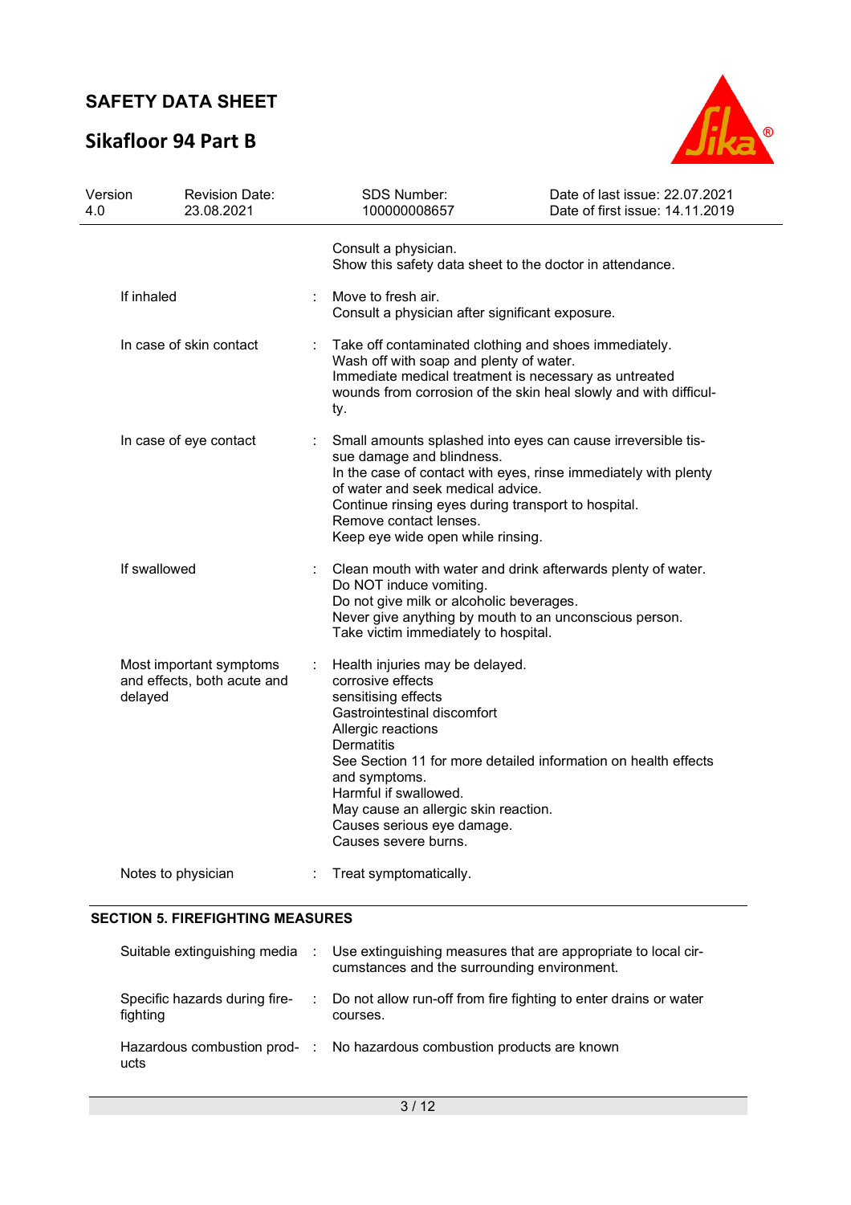Consult a physician.
Show this safety data sheet to the doctor in attendance.

| | | |
|---|---|---|
| If inhaled | : | Move to fresh air.<br>Consult a physician after significant exposure. |
| In case of skin contact | : | Take off contaminated clothing and shoes immediately.<br>Wash off with soap and plenty of water.<br>Immediate medical treatment is necessary as untreated wounds from corrosion of the skin heal slowly and with difficulty. |
| In case of eye contact | : | Small amounts splashed into eyes can cause irreversible tissue damage and blindness.<br>In the case of contact with eyes, rinse immediately with plenty of water and seek medical advice.<br>Continue rinsing eyes during transport to hospital.<br>Remove contact lenses.<br>Keep eye wide open while rinsing. |
| If swallowed | : | Clean mouth with water and drink afterwards plenty of water.<br>Do NOT induce vomiting.<br>Do not give milk or alcoholic beverages.<br>Never give anything by mouth to an unconscious person.<br>Take victim immediately to hospital. |
| Most important symptoms and effects, both acute and delayed | : | Health injuries may be delayed.<br>corrosive effects<br>sensitising effects<br>Gastrointestinal discomfort<br>Allergic reactions<br>Dermatitis<br>See Section 11 for more detailed information on health effects and symptoms.<br>Harmful if swallowed.<br>May cause an allergic skin reaction.<br>Causes serious eye damage.<br>Causes severe burns. |
| Notes to physician | : | Treat symptomatically. |

## SECTION 5. FIREFIGHTING MEASURES

| | | |
|---|---|---|
| Suitable extinguishing media | : | Use extinguishing measures that are appropriate to local circumstances and the surrounding environment. |
| Specific hazards during firefighting | : | Do not allow run-off from fire fighting to enter drains or water courses. |
| Hazardous combustion products | : | No hazardous combustion products are known |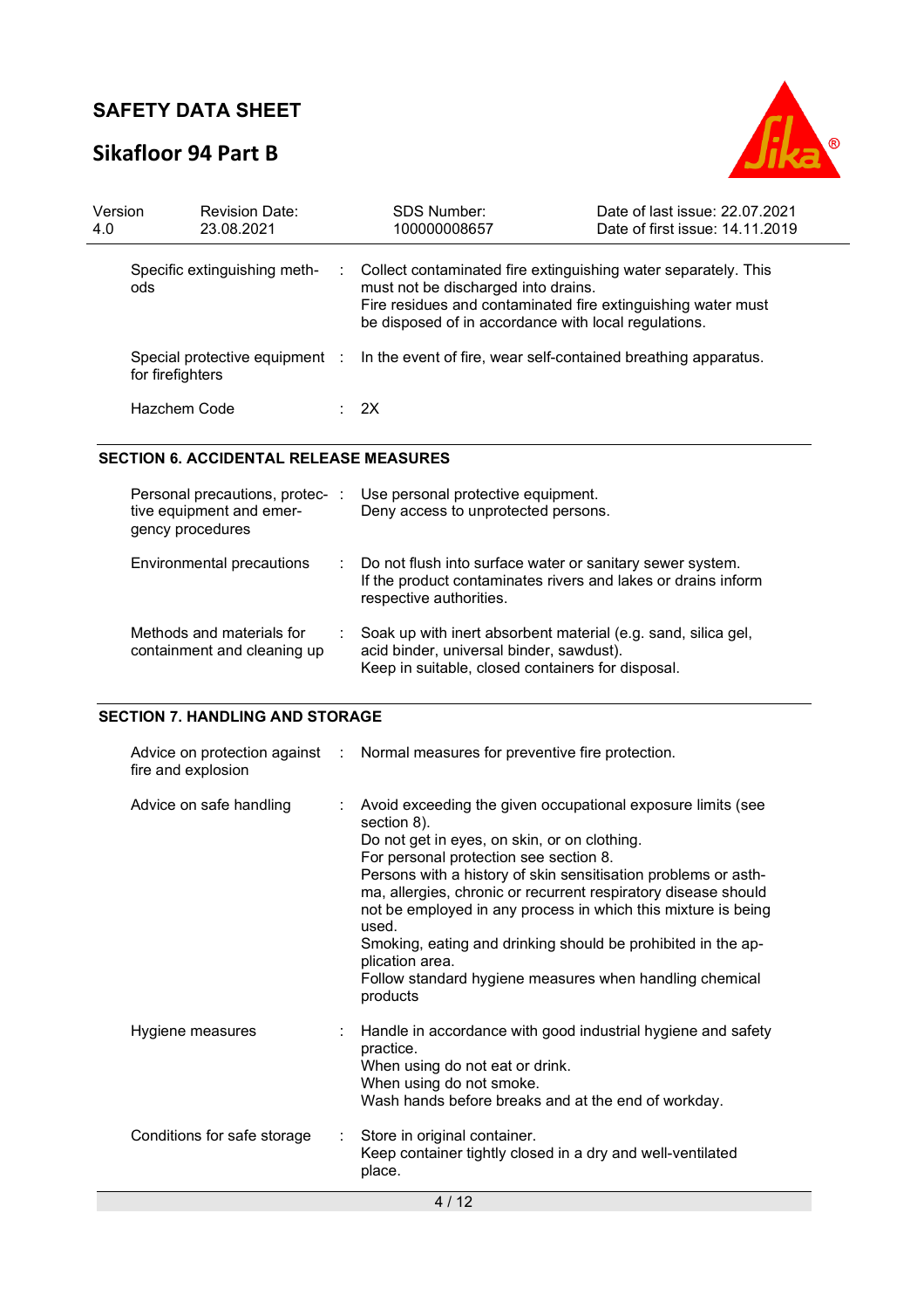| | |
|---|---|
| Specific extinguishing methods | Collect contaminated fire extinguishing water separately. This must not be discharged into drains. Fire residues and contaminated fire extinguishing water must be disposed of in accordance with local regulations. |
| Special protective equipment for firefighters | In the event of fire, wear self-contained breathing apparatus. |
| Hazchem Code | 2X |

## SECTION 6. ACCIDENTAL RELEASE MEASURES

| | |
|---|---|
| Personal precautions, protective equipment and emergency procedures | Use personal protective equipment.<br>Deny access to unprotected persons. |
| Environmental precautions | Do not flush into surface water or sanitary sewer system.<br>If the product contaminates rivers and lakes or drains inform respective authorities. |
| Methods and materials for containment and cleaning up | Soak up with inert absorbent material (e.g. sand, silica gel, acid binder, universal binder, sawdust).<br>Keep in suitable, closed containers for disposal. |

## SECTION 7. HANDLING AND STORAGE

| | |
|---|---|
| Advice on protection against fire and explosion | Normal measures for preventive fire protection. |
| Advice on safe handling | Avoid exceeding the given occupational exposure limits (see section 8).<br>Do not get in eyes, on skin, or on clothing.<br>For personal protection see section 8.<br>Persons with a history of skin sensitisation problems or asthma, allergies, chronic or recurrent respiratory disease should not be employed in any process in which this mixture is being used.<br>Smoking, eating and drinking should be prohibited in the application area.<br>Follow standard hygiene measures when handling chemical products |
| Hygiene measures | Handle in accordance with good industrial hygiene and safety practice.<br>When using do not eat or drink.<br>When using do not smoke.<br>Wash hands before breaks and at the end of workday. |
| Conditions for safe storage | Store in original container.<br>Keep container tightly closed in a dry and well-ventilated place. |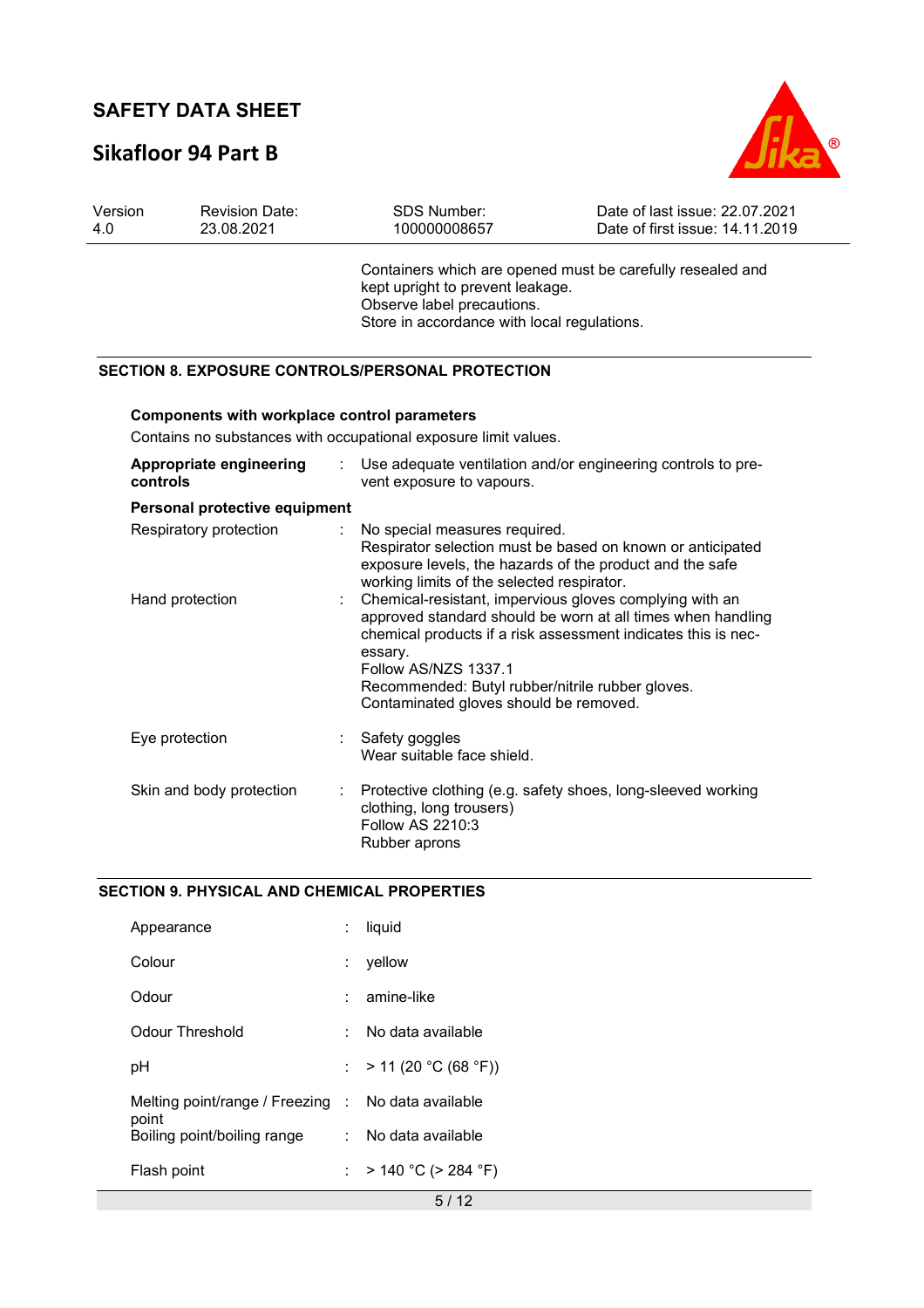Containers which are opened must be carefully resealed and kept upright to prevent leakage.
Observe label precautions.
Store in accordance with local regulations.

## SECTION 8. EXPOSURE CONTROLS/PERSONAL PROTECTION

**Components with workplace control parameters**

Contains no substances with occupational exposure limit values.

| | | |
|---|---|---|
| **Appropriate engineering controls** | : | Use adequate ventilation and/or engineering controls to prevent exposure to vapours. |

**Personal protective equipment**

| | | |
|---|---|---|
| Respiratory protection | : | No special measures required.<br>Respirator selection must be based on known or anticipated exposure levels, the hazards of the product and the safe working limits of the selected respirator. |
| Hand protection | : | Chemical-resistant, impervious gloves complying with an approved standard should be worn at all times when handling chemical products if a risk assessment indicates this is necessary.<br>Follow AS/NZS 1337.1<br>Recommended: Butyl rubber/nitrile rubber gloves.<br>Contaminated gloves should be removed. |
| Eye protection | : | Safety goggles<br>Wear suitable face shield. |
| Skin and body protection | : | Protective clothing (e.g. safety shoes, long-sleeved working clothing, long trousers)<br>Follow AS 2210:3<br>Rubber aprons |

## SECTION 9. PHYSICAL AND CHEMICAL PROPERTIES

| | | |
|---|---|---|
| Appearance | : | liquid |
| Colour | : | yellow |
| Odour | : | amine-like |
| Odour Threshold | : | No data available |
| pH | : | > 11 (20 °C (68 °F)) |
| Melting point/range / Freezing point | : | No data available |
| Boiling point/boiling range | : | No data available |
| Flash point | : | > 140 °C (> 284 °F) |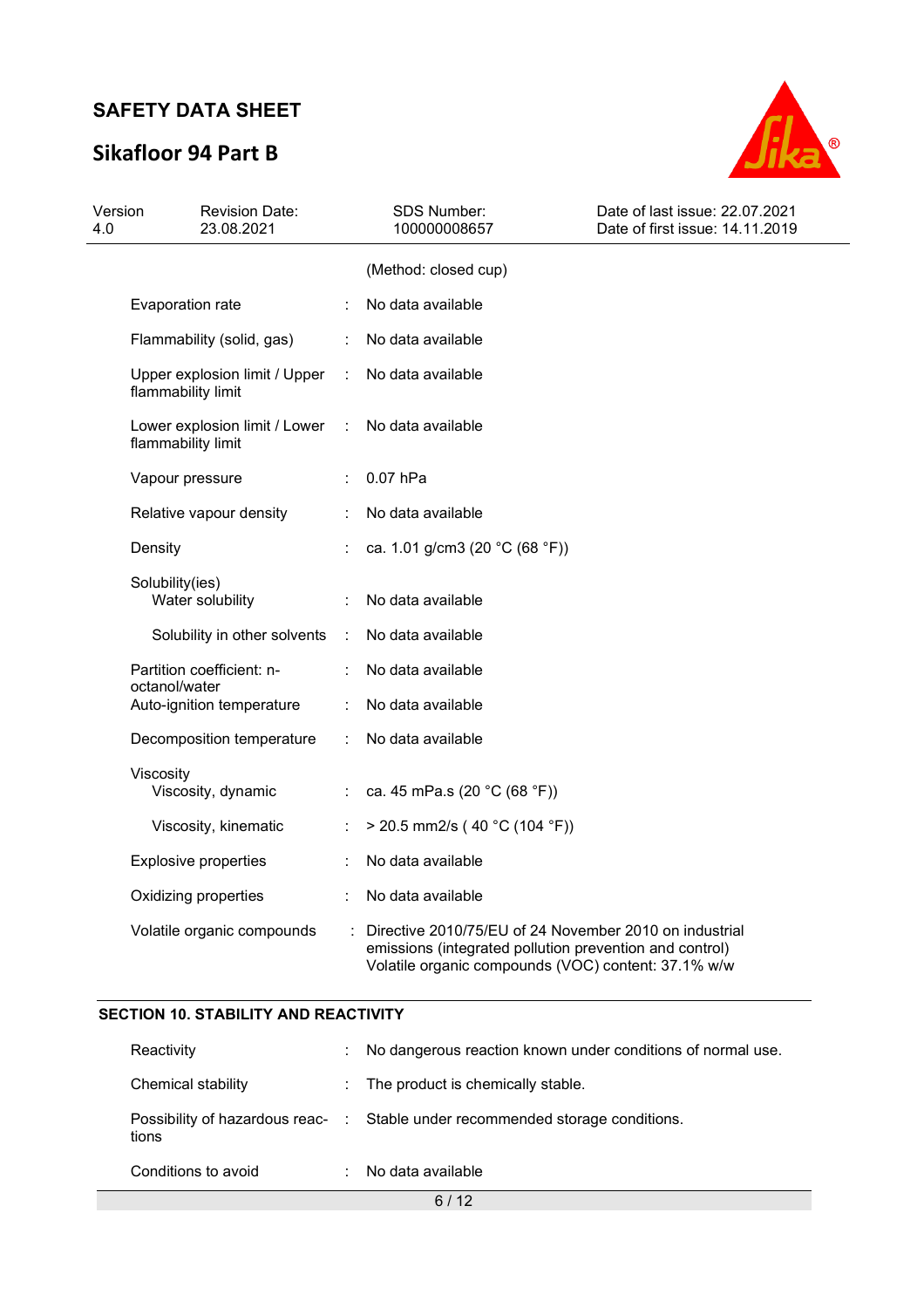| | | |
|---|---|---|
| | | (Method: closed cup) |
| Evaporation rate | : | No data available |
| Flammability (solid, gas) | : | No data available |
| Upper explosion limit / Upper flammability limit | : | No data available |
| Lower explosion limit / Lower flammability limit | : | No data available |
| Vapour pressure | : | 0.07 hPa |
| Relative vapour density | : | No data available |
| Density | : | ca. 1.01 g/cm3 (20 °C (68 °F)) |
| Solubility(ies) | | |
| Water solubility | : | No data available |
| Solubility in other solvents | : | No data available |
| Partition coefficient: n-octanol/water | : | No data available |
| Auto-ignition temperature | : | No data available |
| Decomposition temperature | : | No data available |
| Viscosity | | |
| Viscosity, dynamic | : | ca. 45 mPa.s (20 °C (68 °F)) |
| Viscosity, kinematic | : | > 20.5 mm2/s ( 40 °C (104 °F)) |
| Explosive properties | : | No data available |
| Oxidizing properties | : | No data available |
| Volatile organic compounds | : | Directive 2010/75/EU of 24 November 2010 on industrial emissions (integrated pollution prevention and control) Volatile organic compounds (VOC) content: 37.1% w/w |

## SECTION 10. STABILITY AND REACTIVITY

| | | |
|---|---|---|
| Reactivity | : | No dangerous reaction known under conditions of normal use. |
| Chemical stability | : | The product is chemically stable. |
| Possibility of hazardous reactions | : | Stable under recommended storage conditions. |
| Conditions to avoid | : | No data available |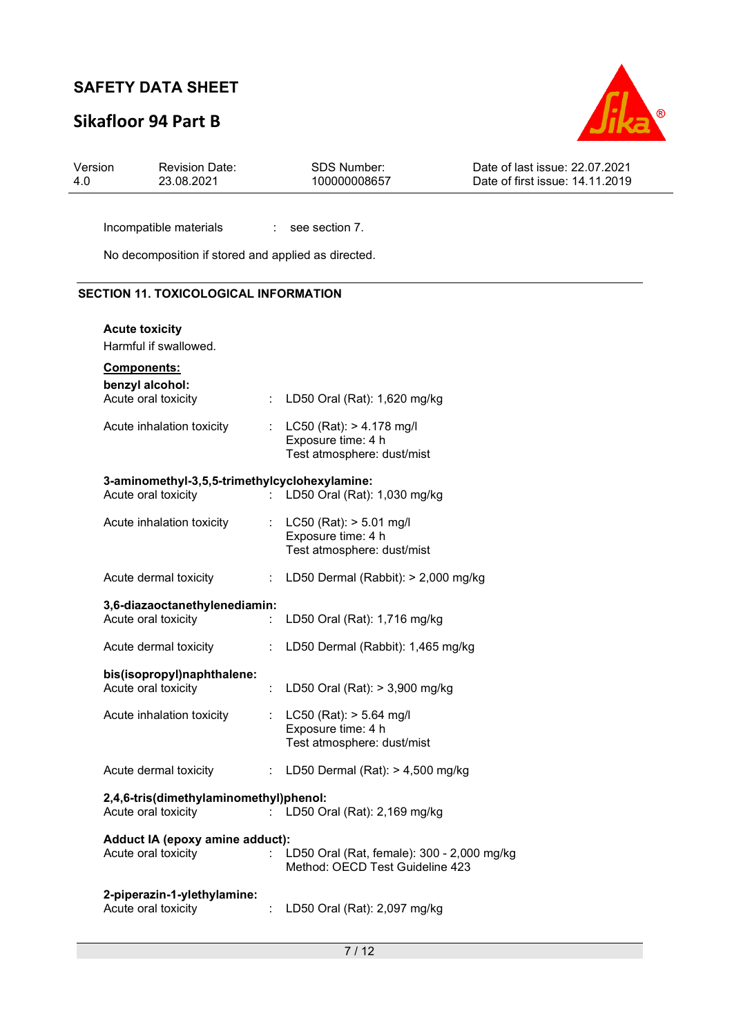Incompatible materials : see section 7.

No decomposition if stored and applied as directed.

## SECTION 11. TOXICOLOGICAL INFORMATION

**Acute toxicity**

Harmful if swallowed.

**Components:**

**benzyl alcohol:**

| | | |
|---|---|---|
| Acute oral toxicity | : | LD50 Oral (Rat): 1,620 mg/kg |
| Acute inhalation toxicity | : | LC50 (Rat): > 4.178 mg/l<br>Exposure time: 4 h<br>Test atmosphere: dust/mist |

**3-aminomethyl-3,5,5-trimethylcyclohexylamine:**

| | | |
|---|---|---|
| Acute oral toxicity | : | LD50 Oral (Rat): 1,030 mg/kg |
| Acute inhalation toxicity | : | LC50 (Rat): > 5.01 mg/l<br>Exposure time: 4 h<br>Test atmosphere: dust/mist |
| Acute dermal toxicity | : | LD50 Dermal (Rabbit): > 2,000 mg/kg |

**3,6-diazaoctanethylenediamin:**

| | | |
|---|---|---|
| Acute oral toxicity | : | LD50 Oral (Rat): 1,716 mg/kg |
| Acute dermal toxicity | : | LD50 Dermal (Rabbit): 1,465 mg/kg |

**bis(isopropyl)naphthalene:**

| | | |
|---|---|---|
| Acute oral toxicity | : | LD50 Oral (Rat): > 3,900 mg/kg |
| Acute inhalation toxicity | : | LC50 (Rat): > 5.64 mg/l<br>Exposure time: 4 h<br>Test atmosphere: dust/mist |
| Acute dermal toxicity | : | LD50 Dermal (Rat): > 4,500 mg/kg |

**2,4,6-tris(dimethylaminomethyl)phenol:**

| | | |
|---|---|---|
| Acute oral toxicity | : | LD50 Oral (Rat): 2,169 mg/kg |

**Adduct IA (epoxy amine adduct):**

| | | |
|---|---|---|
| Acute oral toxicity | : | LD50 Oral (Rat, female): 300 - 2,000 mg/kg<br>Method: OECD Test Guideline 423 |

**2-piperazin-1-ylethylamine:**

| | | |
|---|---|---|
| Acute oral toxicity | : | LD50 Oral (Rat): 2,097 mg/kg |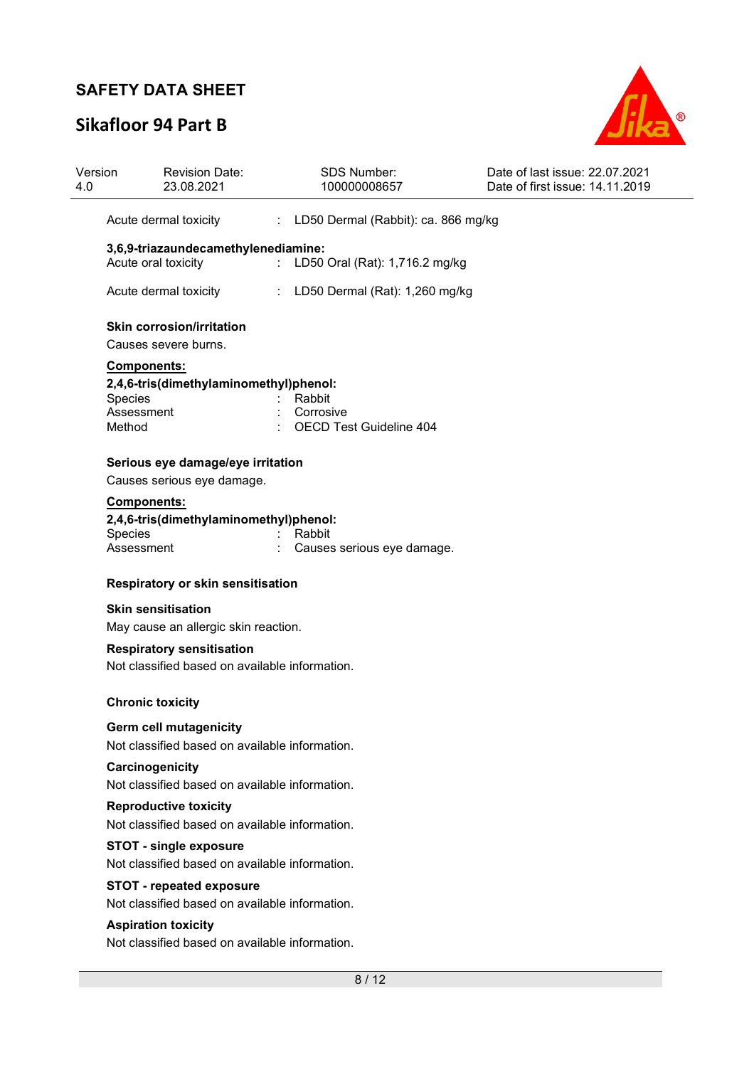| | | |
|---|---|---|
| Acute dermal toxicity | : | LD50 Dermal (Rabbit): ca. 866 mg/kg |

**3,6,9-triazaundecamethylenediamine:**

| | | |
|---|---|---|
| Acute oral toxicity | : | LD50 Oral (Rat): 1,716.2 mg/kg |
| Acute dermal toxicity | : | LD50 Dermal (Rat): 1,260 mg/kg |

**Skin corrosion/irritation**

Causes severe burns.

**Components:**

**2,4,6-tris(dimethylaminomethyl)phenol:**

| | | |
|---|---|---|
| Species | : | Rabbit |
| Assessment | : | Corrosive |
| Method | : | OECD Test Guideline 404 |

**Serious eye damage/eye irritation**

Causes serious eye damage.

**Components:**

**2,4,6-tris(dimethylaminomethyl)phenol:**

| | | |
|---|---|---|
| Species | : | Rabbit |
| Assessment | : | Causes serious eye damage. |

**Respiratory or skin sensitisation**

**Skin sensitisation**

May cause an allergic skin reaction.

**Respiratory sensitisation**

Not classified based on available information.

**Chronic toxicity**

**Germ cell mutagenicity**

Not classified based on available information.

**Carcinogenicity**

Not classified based on available information.

**Reproductive toxicity**

Not classified based on available information.

**STOT - single exposure**

Not classified based on available information.

**STOT - repeated exposure**

Not classified based on available information.

**Aspiration toxicity**

Not classified based on available information.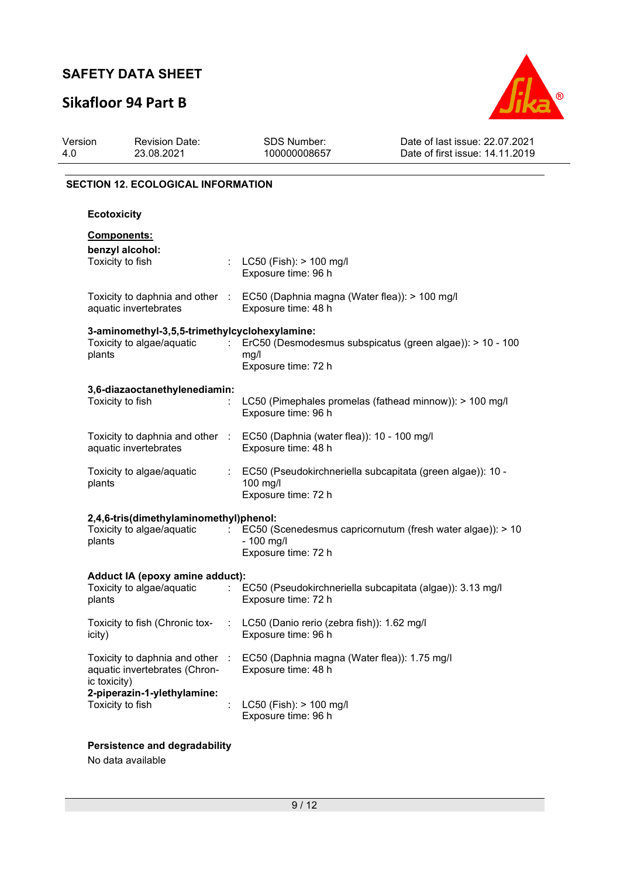## SECTION 12. ECOLOGICAL INFORMATION

### Ecotoxicity

**Components:**

**benzyl alcohol:**

Toxicity to fish : LC50 (Fish): > 100 mg/l
Exposure time: 96 h

Toxicity to daphnia and other aquatic invertebrates : EC50 (Daphnia magna (Water flea)): > 100 mg/l
Exposure time: 48 h

**3-aminomethyl-3,5,5-trimethylcyclohexylamine:**

Toxicity to algae/aquatic plants : ErC50 (Desmodesmus subspicatus (green algae)): > 10 - 100 mg/l
Exposure time: 72 h

**3,6-diazaoctanethylenediamin:**

Toxicity to fish : LC50 (Pimephales promelas (fathead minnow)): > 100 mg/l
Exposure time: 96 h

Toxicity to daphnia and other aquatic invertebrates : EC50 (Daphnia (water flea)): 10 - 100 mg/l
Exposure time: 48 h

Toxicity to algae/aquatic plants : EC50 (Pseudokirchneriella subcapitata (green algae)): 10 - 100 mg/l
Exposure time: 72 h

**2,4,6-tris(dimethylaminomethyl)phenol:**

Toxicity to algae/aquatic plants : EC50 (Scenedesmus capricornutum (fresh water algae)): > 10 - 100 mg/l
Exposure time: 72 h

**Adduct IA (epoxy amine adduct):**

Toxicity to algae/aquatic plants : EC50 (Pseudokirchneriella subcapitata (algae)): 3.13 mg/l
Exposure time: 72 h

Toxicity to fish (Chronic toxicity) : LC50 (Danio rerio (zebra fish)): 1.62 mg/l
Exposure time: 96 h

Toxicity to daphnia and other aquatic invertebrates (Chronic toxicity) : EC50 (Daphnia magna (Water flea)): 1.75 mg/l
Exposure time: 48 h

**2-piperazin-1-ylethylamine:**

Toxicity to fish : LC50 (Fish): > 100 mg/l
Exposure time: 96 h

### Persistence and degradability

No data available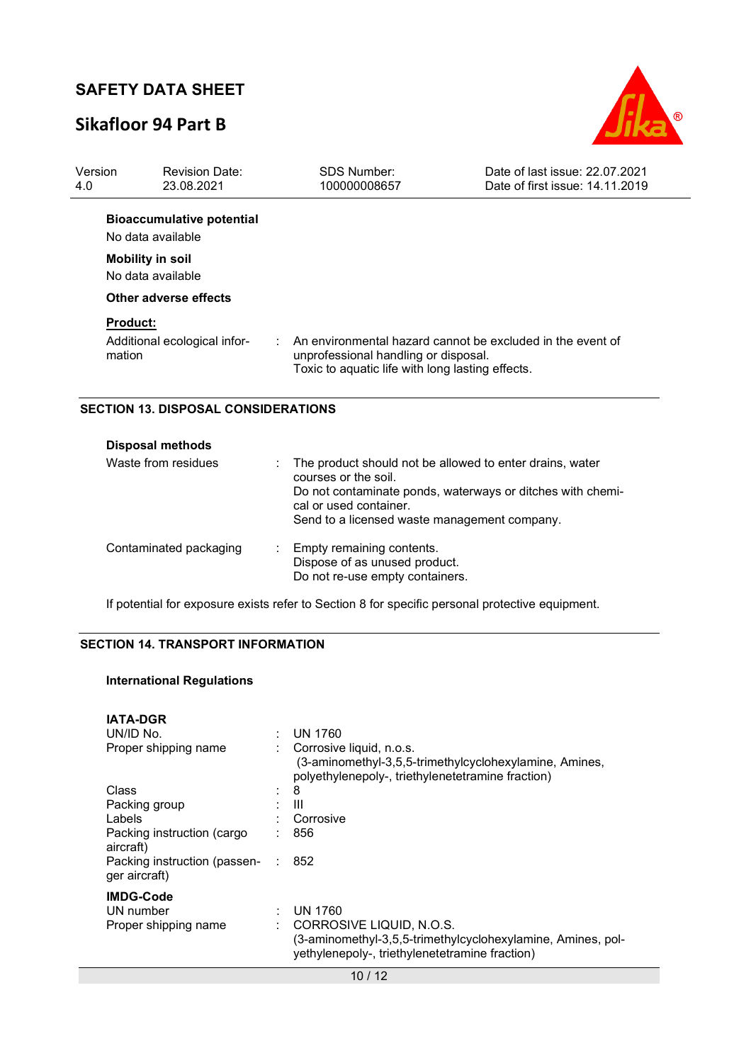**Bioaccumulative potential**

No data available

**Mobility in soil**

No data available

**Other adverse effects**

**Product:**

Additional ecological information : An environmental hazard cannot be excluded in the event of unprofessional handling or disposal.
Toxic to aquatic life with long lasting effects.

## SECTION 13. DISPOSAL CONSIDERATIONS

**Disposal methods**

Waste from residues : The product should not be allowed to enter drains, water courses or the soil.
Do not contaminate ponds, waterways or ditches with chemical or used container.
Send to a licensed waste management company.

Contaminated packaging : Empty remaining contents.
Dispose of as unused product.
Do not re-use empty containers.

If potential for exposure exists refer to Section 8 for specific personal protective equipment.

## SECTION 14. TRANSPORT INFORMATION

**International Regulations**

**IATA-DGR**

UN/ID No. : UN 1760

Proper shipping name : Corrosive liquid, n.o.s.
(3-aminomethyl-3,5,5-trimethylcyclohexylamine, Amines, polyethylenepoly-, triethylenetetramine fraction)

Class : 8

Packing group : III

Labels : Corrosive

Packing instruction (cargo aircraft) : 856

Packing instruction (passenger aircraft) : 852

**IMDG-Code**

UN number : UN 1760

Proper shipping name : CORROSIVE LIQUID, N.O.S.
(3-aminomethyl-3,5,5-trimethylcyclohexylamine, Amines, polyethylenepoly-, triethylenetetramine fraction)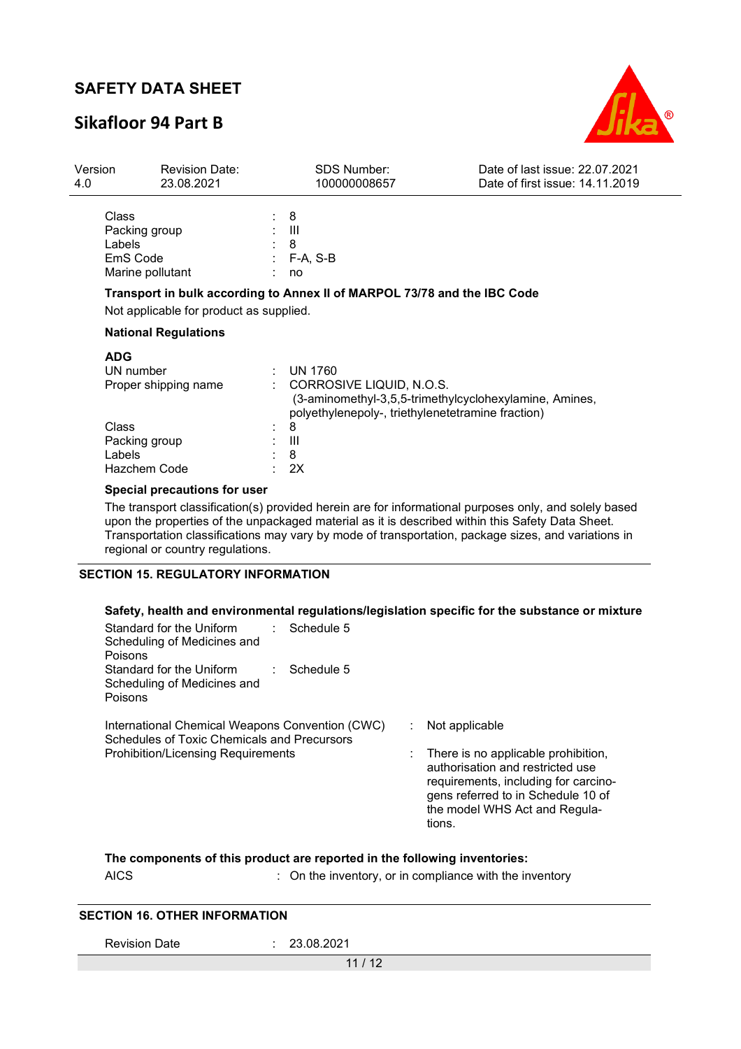| | | |
|---|---|---|
| Class | : | 8 |
| Packing group | : | III |
| Labels | : | 8 |
| EmS Code | : | F-A, S-B |
| Marine pollutant | : | no |

**Transport in bulk according to Annex II of MARPOL 73/78 and the IBC Code**

Not applicable for product as supplied.

**National Regulations**

**ADG**

| | | |
|---|---|---|
| UN number | : | UN 1760 |
| Proper shipping name | : | CORROSIVE LIQUID, N.O.S. (3-aminomethyl-3,5,5-trimethylcyclohexylamine, Amines, polyethylenepoly-, triethylenetetramine fraction) |
| Class | : | 8 |
| Packing group | : | III |
| Labels | : | 8 |
| Hazchem Code | : | 2X |

**Special precautions for user**

The transport classification(s) provided herein are for informational purposes only, and solely based upon the properties of the unpackaged material as it is described within this Safety Data Sheet. Transportation classifications may vary by mode of transportation, package sizes, and variations in regional or country regulations.

## SECTION 15. REGULATORY INFORMATION

**Safety, health and environmental regulations/legislation specific for the substance or mixture**

| | | |
|---|---|---|
| Standard for the Uniform Scheduling of Medicines and Poisons | : | Schedule 5 |
| Standard for the Uniform Scheduling of Medicines and Poisons | : | Schedule 5 |

| | | |
|---|---|---|
| International Chemical Weapons Convention (CWC) Schedules of Toxic Chemicals and Precursors | : | Not applicable |
| Prohibition/Licensing Requirements | : | There is no applicable prohibition, authorisation and restricted use requirements, including for carcinogens referred to in Schedule 10 of the model WHS Act and Regulations. |

**The components of this product are reported in the following inventories:**

| | | |
|---|---|---|
| AICS | : | On the inventory, or in compliance with the inventory |

## SECTION 16. OTHER INFORMATION

| | | |
|---|---|---|
| Revision Date | : | 23.08.2021 |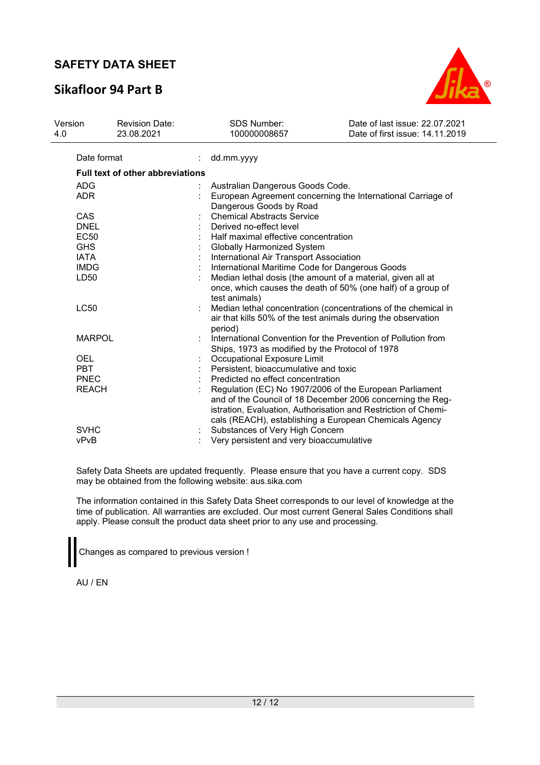| | | |
|---|---|---|
| Date format | : | dd.mm.yyyy |

**Full text of other abbreviations**

| | | |
|---|---|---|
| ADG | : | Australian Dangerous Goods Code. |
| ADR | : | European Agreement concerning the International Carriage of Dangerous Goods by Road |
| CAS | : | Chemical Abstracts Service |
| DNEL | : | Derived no-effect level |
| EC50 | : | Half maximal effective concentration |
| GHS | : | Globally Harmonized System |
| IATA | : | International Air Transport Association |
| IMDG | : | International Maritime Code for Dangerous Goods |
| LD50 | : | Median lethal dosis (the amount of a material, given all at once, which causes the death of 50% (one half) of a group of test animals) |
| LC50 | : | Median lethal concentration (concentrations of the chemical in air that kills 50% of the test animals during the observation period) |
| MARPOL | : | International Convention for the Prevention of Pollution from Ships, 1973 as modified by the Protocol of 1978 |
| OEL | : | Occupational Exposure Limit |
| PBT | : | Persistent, bioaccumulative and toxic |
| PNEC | : | Predicted no effect concentration |
| REACH | : | Regulation (EC) No 1907/2006 of the European Parliament and of the Council of 18 December 2006 concerning the Registration, Evaluation, Authorisation and Restriction of Chemicals (REACH), establishing a European Chemicals Agency |
| SVHC | : | Substances of Very High Concern |
| vPvB | : | Very persistent and very bioaccumulative |

Safety Data Sheets are updated frequently. Please ensure that you have a current copy. SDS may be obtained from the following website: aus.sika.com

The information contained in this Safety Data Sheet corresponds to our level of knowledge at the time of publication. All warranties are excluded. Our most current General Sales Conditions shall apply. Please consult the product data sheet prior to any use and processing.

Changes as compared to previous version !

AU / EN